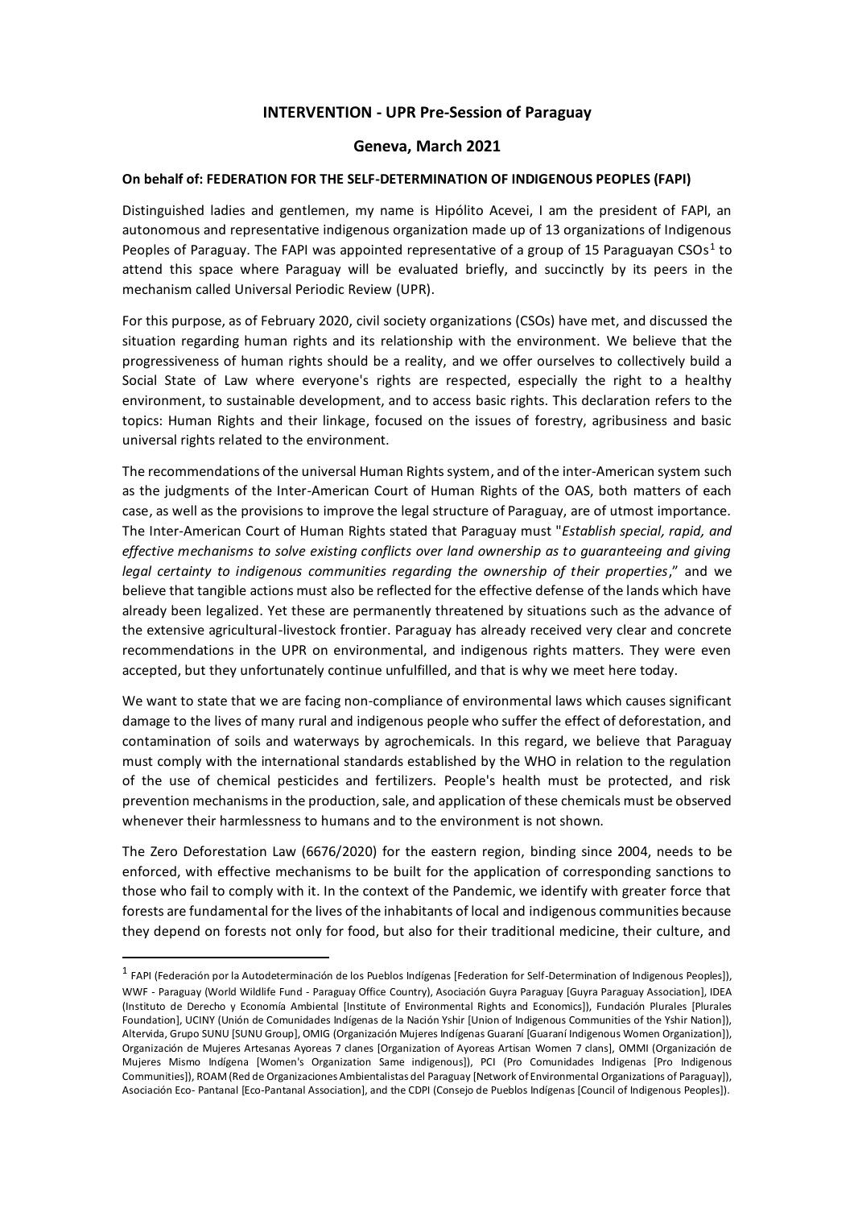**INTERVENTION - UPR Pre-Session of Paraguay**

**Geneva, March 2021**

**On behalf of: FEDERATION FOR THE SELF-DETERMINATION OF INDIGENOUS PEOPLES (FAPI)**

Distinguished ladies and gentlemen, my name is Hipólito Acevei, I am the president of FAPI, an autonomous and representative indigenous organization made up of 13 organizations of Indigenous Peoples of Paraguay. The FAPI was appointed representative of a group of 15 Paraguayan CSOs[1] to attend this space where Paraguay will be evaluated briefly, and succinctly by its peers in the mechanism called Universal Periodic Review (UPR).

For this purpose, as of February 2020, civil society organizations (CSOs) have met, and discussed the situation regarding human rights and its relationship with the environment. We believe that the progressiveness of human rights should be a reality, and we offer ourselves to collectively build a Social State of Law where everyone's rights are respected, especially the right to a healthy environment, to sustainable development, and to access basic rights. This declaration refers to the topics: Human Rights and their linkage, focused on the issues of forestry, agribusiness and basic universal rights related to the environment.

The recommendations of the universal Human Rights system, and of the inter-American system such as the judgments of the Inter-American Court of Human Rights of the OAS, both matters of each case, as well as the provisions to improve the legal structure of Paraguay, are of utmost importance. The Inter-American Court of Human Rights stated that Paraguay must "*Establish special, rapid, and effective mechanisms to solve existing conflicts over land ownership as to guaranteeing and giving legal certainty to indigenous communities regarding the ownership of their properties*," and we believe that tangible actions must also be reflected for the effective defense of the lands which have already been legalized. Yet these are permanently threatened by situations such as the advance of the extensive agricultural-livestock frontier. Paraguay has already received very clear and concrete recommendations in the UPR on environmental, and indigenous rights matters. They were even accepted, but they unfortunately continue unfulfilled, and that is why we meet here today.

We want to state that we are facing non-compliance of environmental laws which causes significant damage to the lives of many rural and indigenous people who suffer the effect of deforestation, and contamination of soils and waterways by agrochemicals. In this regard, we believe that Paraguay must comply with the international standards established by the WHO in relation to the regulation of the use of chemical pesticides and fertilizers. People's health must be protected, and risk prevention mechanisms in the production, sale, and application of these chemicals must be observed whenever their harmlessness to humans and to the environment is not shown.

The Zero Deforestation Law (6676/2020) for the eastern region, binding since 2004, needs to be enforced, with effective mechanisms to be built for the application of corresponding sanctions to those who fail to comply with it. In the context of the Pandemic, we identify with greater force that forests are fundamental for the lives of the inhabitants of local and indigenous communities because they depend on forests not only for food, but also for their traditional medicine, their culture, and

---

[1] FAPI (Federación por la Autodeterminación de los Pueblos Indígenas [Federation for Self-Determination of Indigenous Peoples]), WWF - Paraguay (World Wildlife Fund - Paraguay Office Country), Asociación Guyra Paraguay [Guyra Paraguay Association], IDEA (Instituto de Derecho y Economía Ambiental [Institute of Environmental Rights and Economics]), Fundación Plurales [Plurales Foundation], UCINY (Unión de Comunidades Indígenas de la Nación Yshir [Union of Indigenous Communities of the Yshir Nation]), Altervida, Grupo SUNU [SUNU Group], OMIG (Organización Mujeres Indígenas Guaraní [Guaraní Indigenous Women Organization]), Organización de Mujeres Artesanas Ayoreas 7 clanes [Organization of Ayoreas Artisan Women 7 clans], OMMI (Organización de Mujeres Mismo Indígena [Women's Organization Same indigenous]), PCI (Pro Comunidades Indígenas [Pro Indigenous Communities]), ROAM (Red de Organizaciones Ambientalistas del Paraguay [Network of Environmental Organizations of Paraguay]), Asociación Eco- Pantanal [Eco-Pantanal Association], and the CDPI (Consejo de Pueblos Indígenas [Council of Indigenous Peoples]).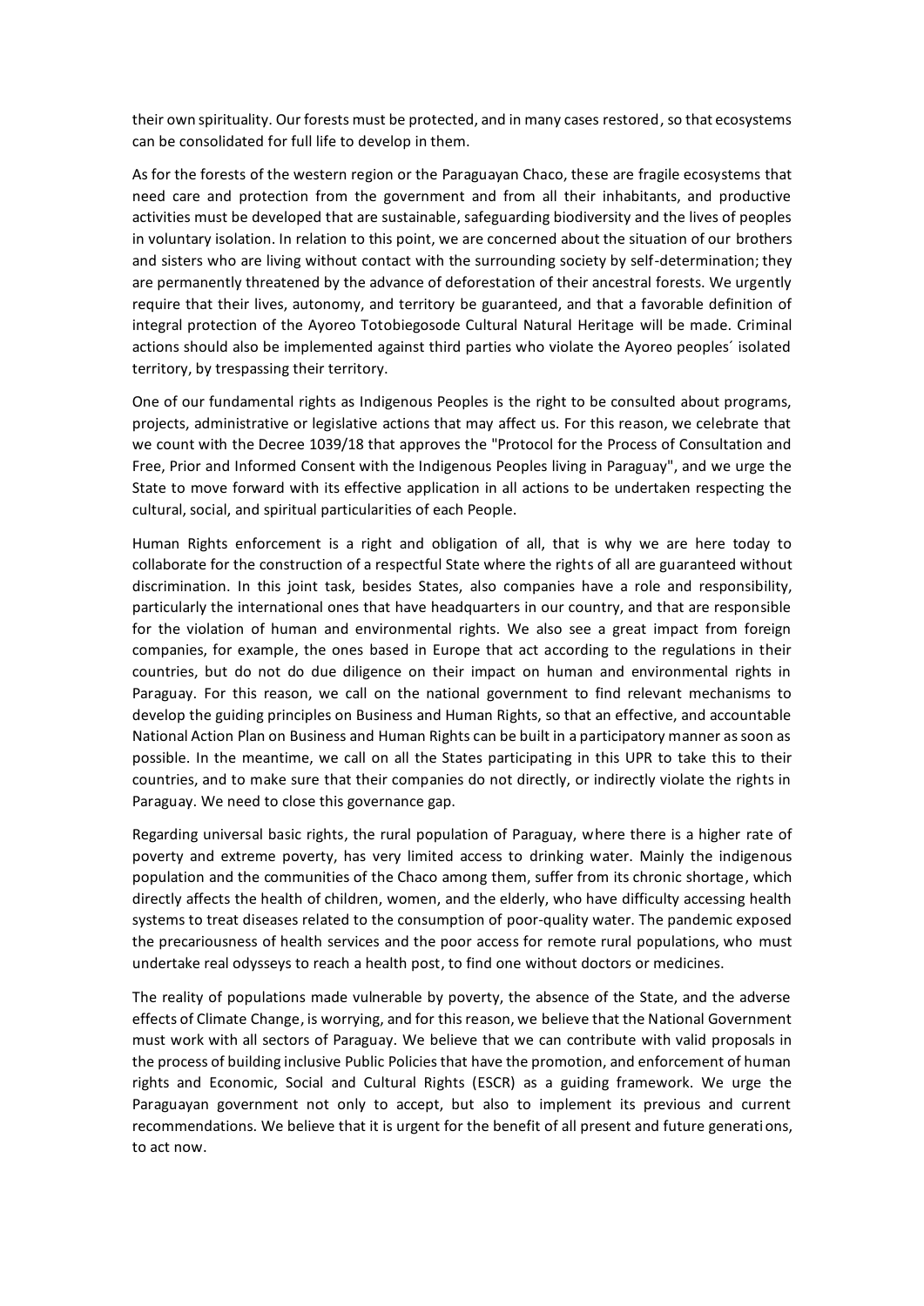their own spirituality. Our forests must be protected, and in many cases restored, so that ecosystems can be consolidated for full life to develop in them.

As for the forests of the western region or the Paraguayan Chaco, these are fragile ecosystems that need care and protection from the government and from all their inhabitants, and productive activities must be developed that are sustainable, safeguarding biodiversity and the lives of peoples in voluntary isolation. In relation to this point, we are concerned about the situation of our brothers and sisters who are living without contact with the surrounding society by self-determination; they are permanently threatened by the advance of deforestation of their ancestral forests. We urgently require that their lives, autonomy, and territory be guaranteed, and that a favorable definition of integral protection of the Ayoreo Totobiegosode Cultural Natural Heritage will be made. Criminal actions should also be implemented against third parties who violate the Ayoreo peoples´ isolated territory, by trespassing their territory.

One of our fundamental rights as Indigenous Peoples is the right to be consulted about programs, projects, administrative or legislative actions that may affect us. For this reason, we celebrate that we count with the Decree 1039/18 that approves the "Protocol for the Process of Consultation and Free, Prior and Informed Consent with the Indigenous Peoples living in Paraguay", and we urge the State to move forward with its effective application in all actions to be undertaken respecting the cultural, social, and spiritual particularities of each People.

Human Rights enforcement is a right and obligation of all, that is why we are here today to collaborate for the construction of a respectful State where the rights of all are guaranteed without discrimination. In this joint task, besides States, also companies have a role and responsibility, particularly the international ones that have headquarters in our country, and that are responsible for the violation of human and environmental rights. We also see a great impact from foreign companies, for example, the ones based in Europe that act according to the regulations in their countries, but do not do due diligence on their impact on human and environmental rights in Paraguay. For this reason, we call on the national government to find relevant mechanisms to develop the guiding principles on Business and Human Rights, so that an effective, and accountable National Action Plan on Business and Human Rights can be built in a participatory manner as soon as possible. In the meantime, we call on all the States participating in this UPR to take this to their countries, and to make sure that their companies do not directly, or indirectly violate the rights in Paraguay. We need to close this governance gap.

Regarding universal basic rights, the rural population of Paraguay, where there is a higher rate of poverty and extreme poverty, has very limited access to drinking water. Mainly the indigenous population and the communities of the Chaco among them, suffer from its chronic shortage, which directly affects the health of children, women, and the elderly, who have difficulty accessing health systems to treat diseases related to the consumption of poor-quality water. The pandemic exposed the precariousness of health services and the poor access for remote rural populations, who must undertake real odysseys to reach a health post, to find one without doctors or medicines.

The reality of populations made vulnerable by poverty, the absence of the State, and the adverse effects of Climate Change, is worrying, and for this reason, we believe that the National Government must work with all sectors of Paraguay. We believe that we can contribute with valid proposals in the process of building inclusive Public Policies that have the promotion, and enforcement of human rights and Economic, Social and Cultural Rights (ESCR) as a guiding framework. We urge the Paraguayan government not only to accept, but also to implement its previous and current recommendations. We believe that it is urgent for the benefit of all present and future generations, to act now.